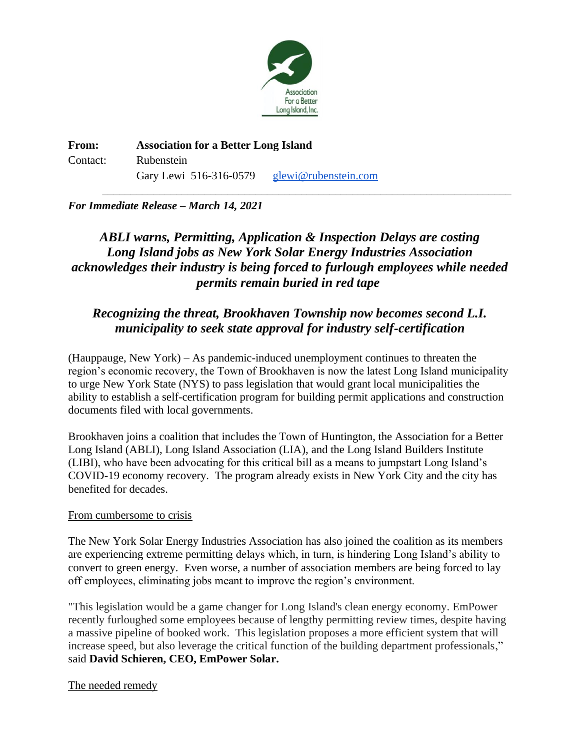Association For a Better Long Island, Inc.

**From:** **Association for a Better Long Island**
Contact: Rubenstein
Gary Lewi 516-316-0579 glewi@rubenstein.com

---

***For Immediate Release – March 14, 2021***

## *ABLI warns, Permitting, Application & Inspection Delays are costing Long Island jobs as New York Solar Energy Industries Association acknowledges their industry is being forced to furlough employees while needed permits remain buried in red tape*

## *Recognizing the threat, Brookhaven Township now becomes second L.I. municipality to seek state approval for industry self-certification*

(Hauppauge, New York) – As pandemic-induced unemployment continues to threaten the region's economic recovery, the Town of Brookhaven is now the latest Long Island municipality to urge New York State (NYS) to pass legislation that would grant local municipalities the ability to establish a self-certification program for building permit applications and construction documents filed with local governments.

Brookhaven joins a coalition that includes the Town of Huntington, the Association for a Better Long Island (ABLI), Long Island Association (LIA), and the Long Island Builders Institute (LIBI), who have been advocating for this critical bill as a means to jumpstart Long Island's COVID-19 economy recovery. The program already exists in New York City and the city has benefited for decades.

From cumbersome to crisis

The New York Solar Energy Industries Association has also joined the coalition as its members are experiencing extreme permitting delays which, in turn, is hindering Long Island's ability to convert to green energy. Even worse, a number of association members are being forced to lay off employees, eliminating jobs meant to improve the region's environment.

"This legislation would be a game changer for Long Island's clean energy economy. EmPower recently furloughed some employees because of lengthy permitting review times, despite having a massive pipeline of booked work. This legislation proposes a more efficient system that will increase speed, but also leverage the critical function of the building department professionals," said **David Schieren, CEO, EmPower Solar.**

The needed remedy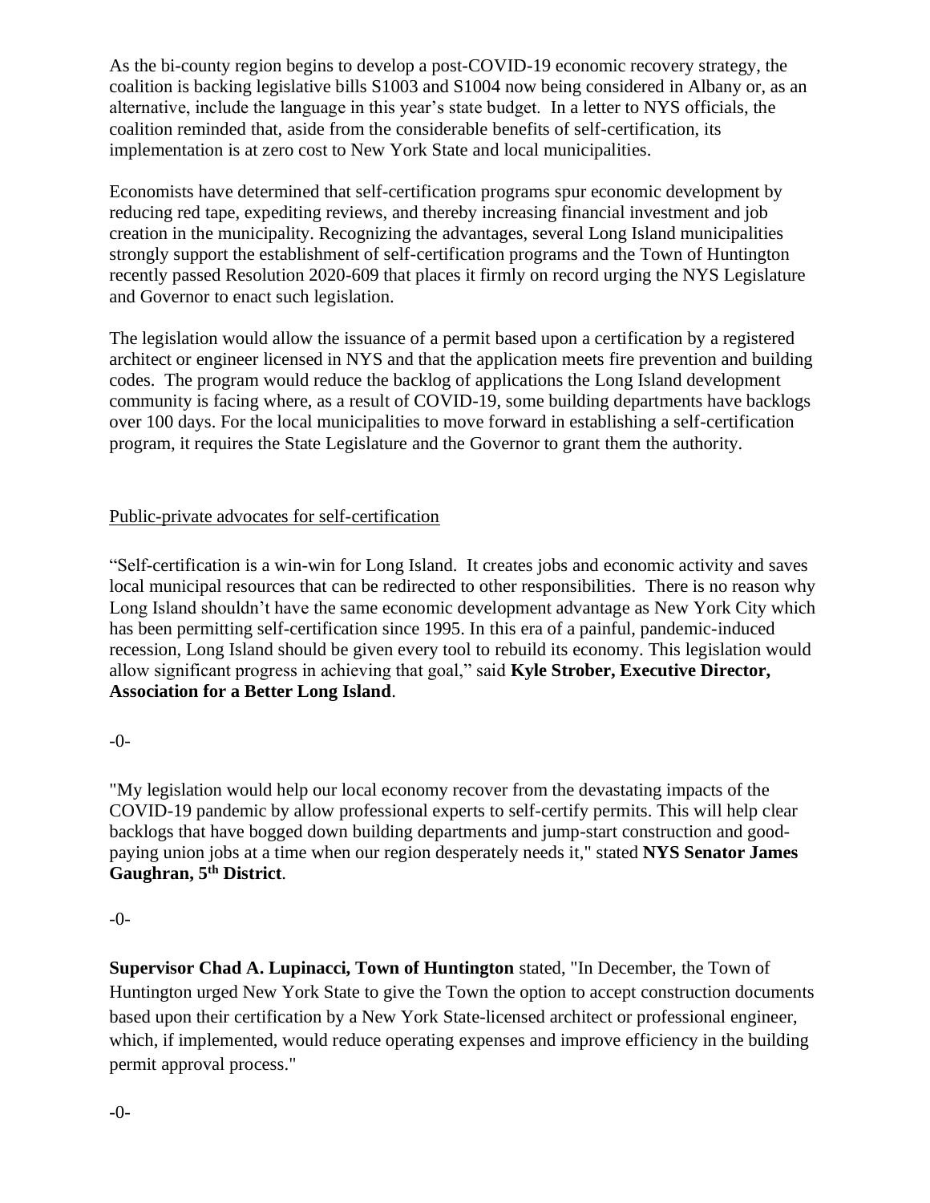As the bi-county region begins to develop a post-COVID-19 economic recovery strategy, the coalition is backing legislative bills S1003 and S1004 now being considered in Albany or, as an alternative, include the language in this year's state budget. In a letter to NYS officials, the coalition reminded that, aside from the considerable benefits of self-certification, its implementation is at zero cost to New York State and local municipalities.

Economists have determined that self-certification programs spur economic development by reducing red tape, expediting reviews, and thereby increasing financial investment and job creation in the municipality. Recognizing the advantages, several Long Island municipalities strongly support the establishment of self-certification programs and the Town of Huntington recently passed Resolution 2020-609 that places it firmly on record urging the NYS Legislature and Governor to enact such legislation.

The legislation would allow the issuance of a permit based upon a certification by a registered architect or engineer licensed in NYS and that the application meets fire prevention and building codes. The program would reduce the backlog of applications the Long Island development community is facing where, as a result of COVID-19, some building departments have backlogs over 100 days. For the local municipalities to move forward in establishing a self-certification program, it requires the State Legislature and the Governor to grant them the authority.

Public-private advocates for self-certification

"Self-certification is a win-win for Long Island. It creates jobs and economic activity and saves local municipal resources that can be redirected to other responsibilities. There is no reason why Long Island shouldn't have the same economic development advantage as New York City which has been permitting self-certification since 1995. In this era of a painful, pandemic-induced recession, Long Island should be given every tool to rebuild its economy. This legislation would allow significant progress in achieving that goal," said **Kyle Strober, Executive Director, Association for a Better Long Island**.

-0-

"My legislation would help our local economy recover from the devastating impacts of the COVID-19 pandemic by allow professional experts to self-certify permits. This will help clear backlogs that have bogged down building departments and jump-start construction and good-paying union jobs at a time when our region desperately needs it," stated **NYS Senator James Gaughran, 5th District**.

-0-

**Supervisor Chad A. Lupinacci, Town of Huntington** stated, "In December, the Town of Huntington urged New York State to give the Town the option to accept construction documents based upon their certification by a New York State-licensed architect or professional engineer, which, if implemented, would reduce operating expenses and improve efficiency in the building permit approval process."

-0-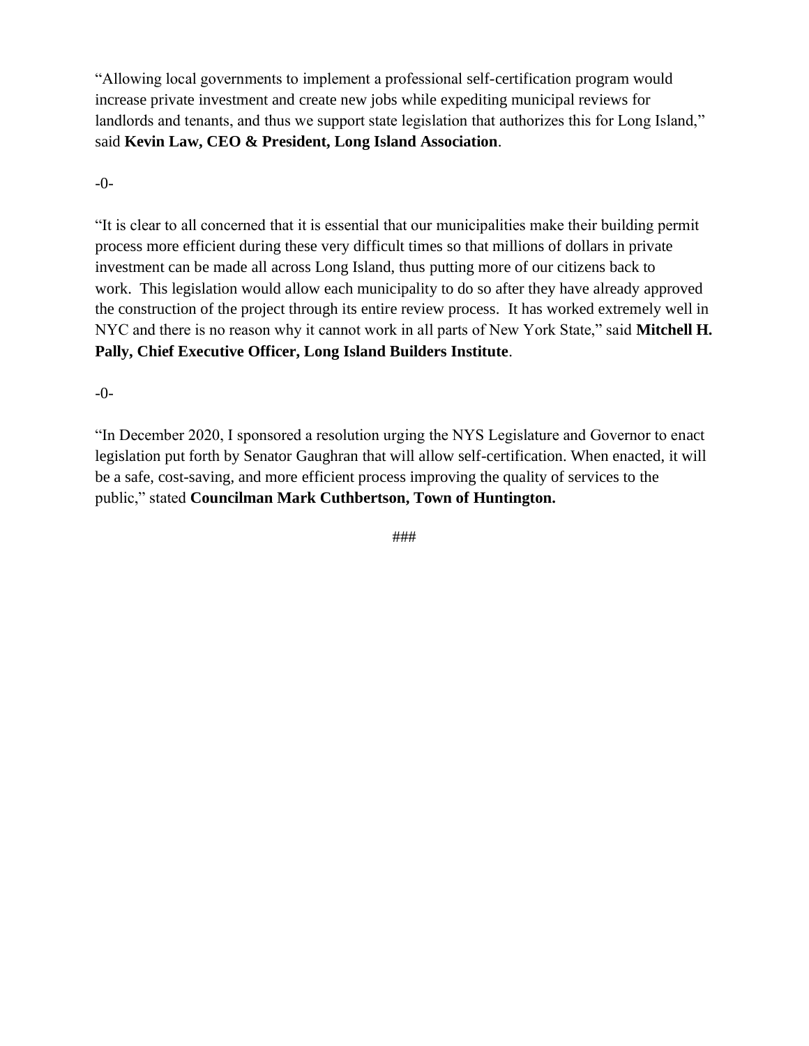"Allowing local governments to implement a professional self-certification program would increase private investment and create new jobs while expediting municipal reviews for landlords and tenants, and thus we support state legislation that authorizes this for Long Island," said **Kevin Law, CEO & President, Long Island Association**.

-0-

"It is clear to all concerned that it is essential that our municipalities make their building permit process more efficient during these very difficult times so that millions of dollars in private investment can be made all across Long Island, thus putting more of our citizens back to work. This legislation would allow each municipality to do so after they have already approved the construction of the project through its entire review process. It has worked extremely well in NYC and there is no reason why it cannot work in all parts of New York State," said **Mitchell H. Pally, Chief Executive Officer, Long Island Builders Institute**.

-0-

"In December 2020, I sponsored a resolution urging the NYS Legislature and Governor to enact legislation put forth by Senator Gaughran that will allow self-certification. When enacted, it will be a safe, cost-saving, and more efficient process improving the quality of services to the public," stated **Councilman Mark Cuthbertson, Town of Huntington.**

###